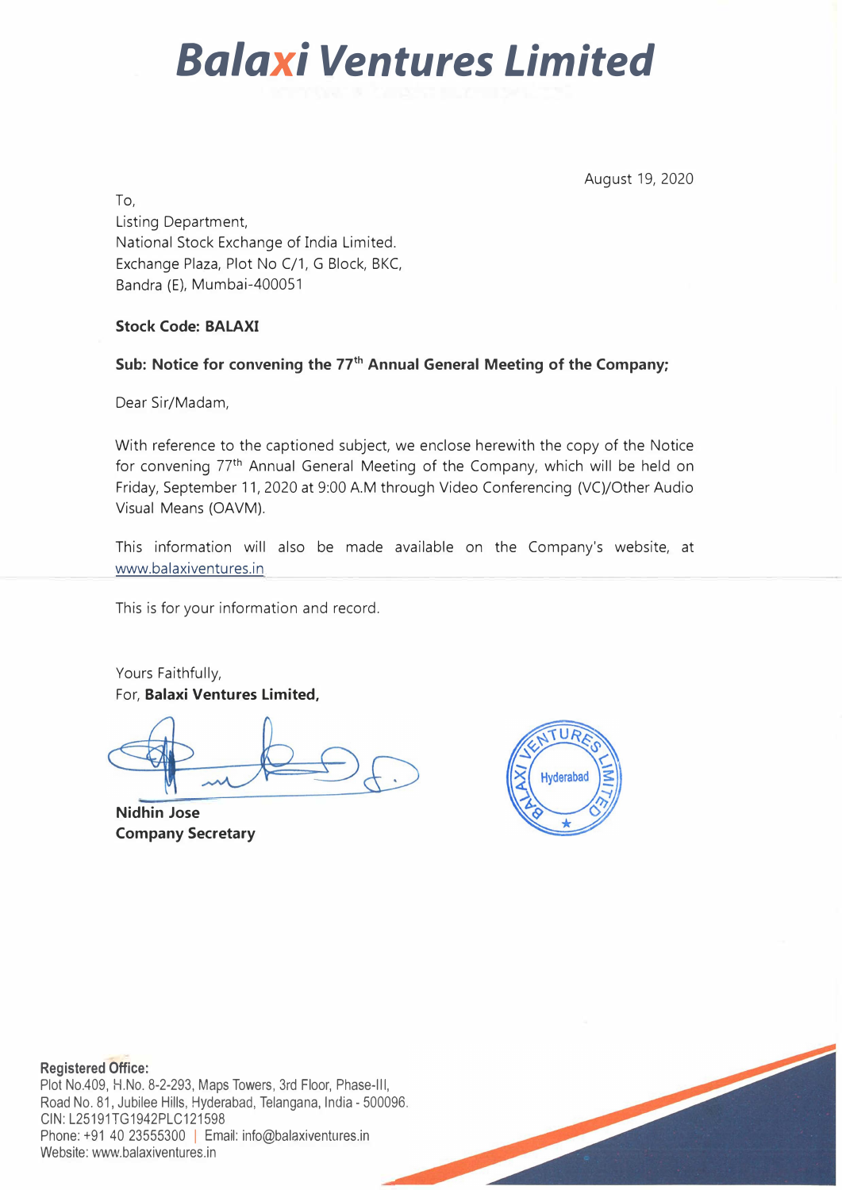# Balaxi Ventures Limited

August 19, 2020

To,
Listing Department,
National Stock Exchange of India Limited.
Exchange Plaza, Plot No C/1, G Block, BKC,
Bandra (E), Mumbai-400051

**Stock Code: BALAXI**

**Sub: Notice for convening the 77th Annual General Meeting of the Company;**

Dear Sir/Madam,

With reference to the captioned subject, we enclose herewith the copy of the Notice for convening 77th Annual General Meeting of the Company, which will be held on Friday, September 11, 2020 at 9:00 A.M through Video Conferencing (VC)/Other Audio Visual Means (OAVM).

This information will also be made available on the Company's website, at www.balaxiventures.in

This is for your information and record.

Yours Faithfully,
For, **Balaxi Ventures Limited,**

**Nidhin Jose**
**Company Secretary**

**Registered Office:**
Plot No.409, H.No. 8-2-293, Maps Towers, 3rd Floor, Phase-III,
Road No. 81, Jubilee Hills, Hyderabad, Telangana, India - 500096.
CIN: L25191TG1942PLC121598
Phone: +91 40 23555300 | Email: info@balaxiventures.in
Website: www.balaxiventures.in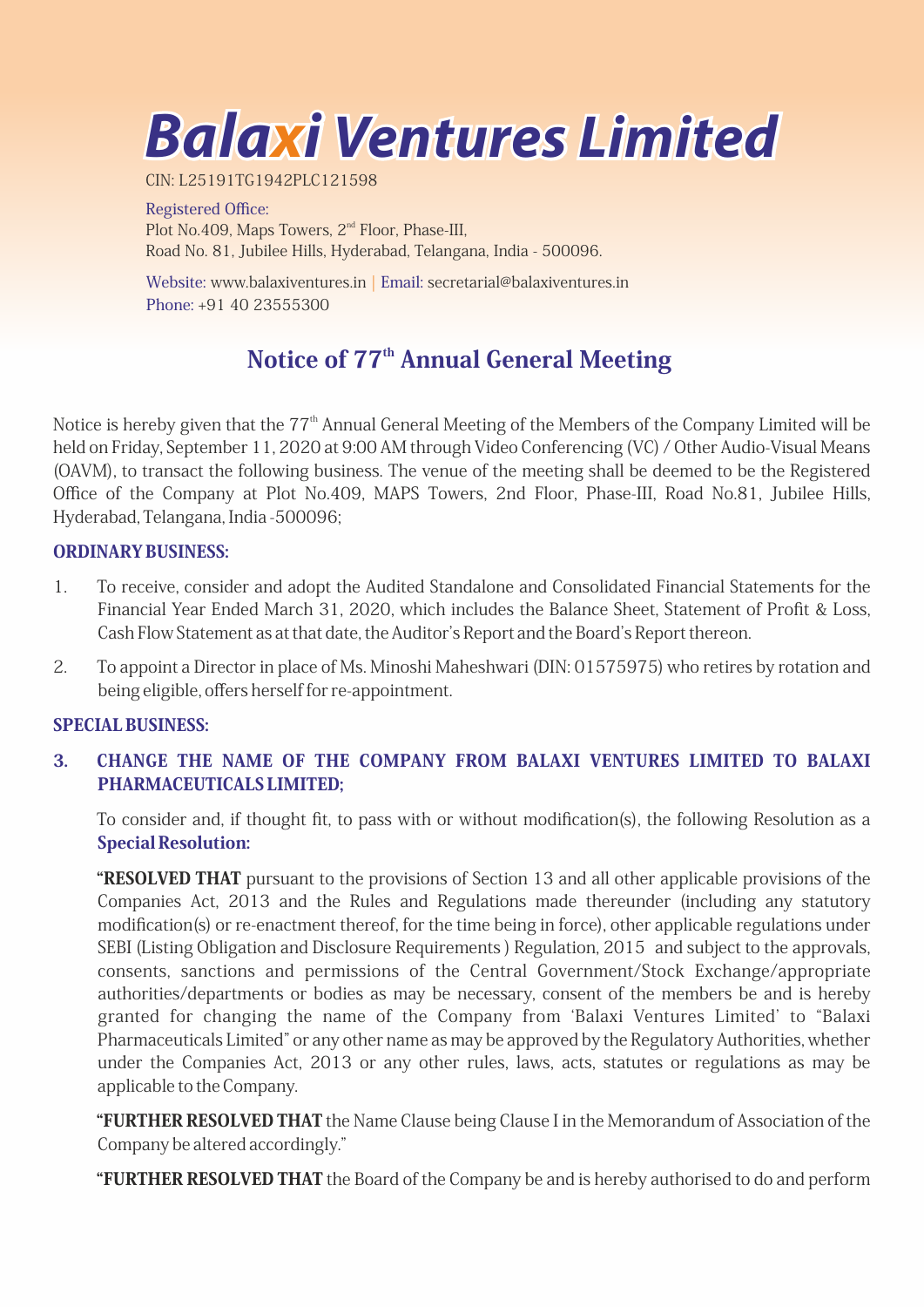# Balaxi Ventures Limited

CIN: L25191TG1942PLC121598

Registered Office:
Plot No.409, Maps Towers, 2nd Floor, Phase-III,
Road No. 81, Jubilee Hills, Hyderabad, Telangana, India - 500096.

Website: www.balaxiventures.in | Email: secretarial@balaxiventures.in
Phone: +91 40 23555300

## Notice of 77th Annual General Meeting

Notice is hereby given that the 77th Annual General Meeting of the Members of the Company Limited will be held on Friday, September 11, 2020 at 9:00 AM through Video Conferencing (VC) / Other Audio-Visual Means (OAVM), to transact the following business. The venue of the meeting shall be deemed to be the Registered Office of the Company at Plot No.409, MAPS Towers, 2nd Floor, Phase-III, Road No.81, Jubilee Hills, Hyderabad, Telangana, India -500096;

### ORDINARY BUSINESS:

1. To receive, consider and adopt the Audited Standalone and Consolidated Financial Statements for the Financial Year Ended March 31, 2020, which includes the Balance Sheet, Statement of Profit & Loss, Cash Flow Statement as at that date, the Auditor's Report and the Board's Report thereon.

2. To appoint a Director in place of Ms. Minoshi Maheshwari (DIN: 01575975) who retires by rotation and being eligible, offers herself for re-appointment.

### SPECIAL BUSINESS:

**3. CHANGE THE NAME OF THE COMPANY FROM BALAXI VENTURES LIMITED TO BALAXI PHARMACEUTICALS LIMITED;**

To consider and, if thought fit, to pass with or without modification(s), the following Resolution as a **Special Resolution:**

**"RESOLVED THAT** pursuant to the provisions of Section 13 and all other applicable provisions of the Companies Act, 2013 and the Rules and Regulations made thereunder (including any statutory modification(s) or re-enactment thereof, for the time being in force), other applicable regulations under SEBI (Listing Obligation and Disclosure Requirements ) Regulation, 2015 and subject to the approvals, consents, sanctions and permissions of the Central Government/Stock Exchange/appropriate authorities/departments or bodies as may be necessary, consent of the members be and is hereby granted for changing the name of the Company from 'Balaxi Ventures Limited' to "Balaxi Pharmaceuticals Limited" or any other name as may be approved by the Regulatory Authorities, whether under the Companies Act, 2013 or any other rules, laws, acts, statutes or regulations as may be applicable to the Company.

**"FURTHER RESOLVED THAT** the Name Clause being Clause I in the Memorandum of Association of the Company be altered accordingly."

**"FURTHER RESOLVED THAT** the Board of the Company be and is hereby authorised to do and perform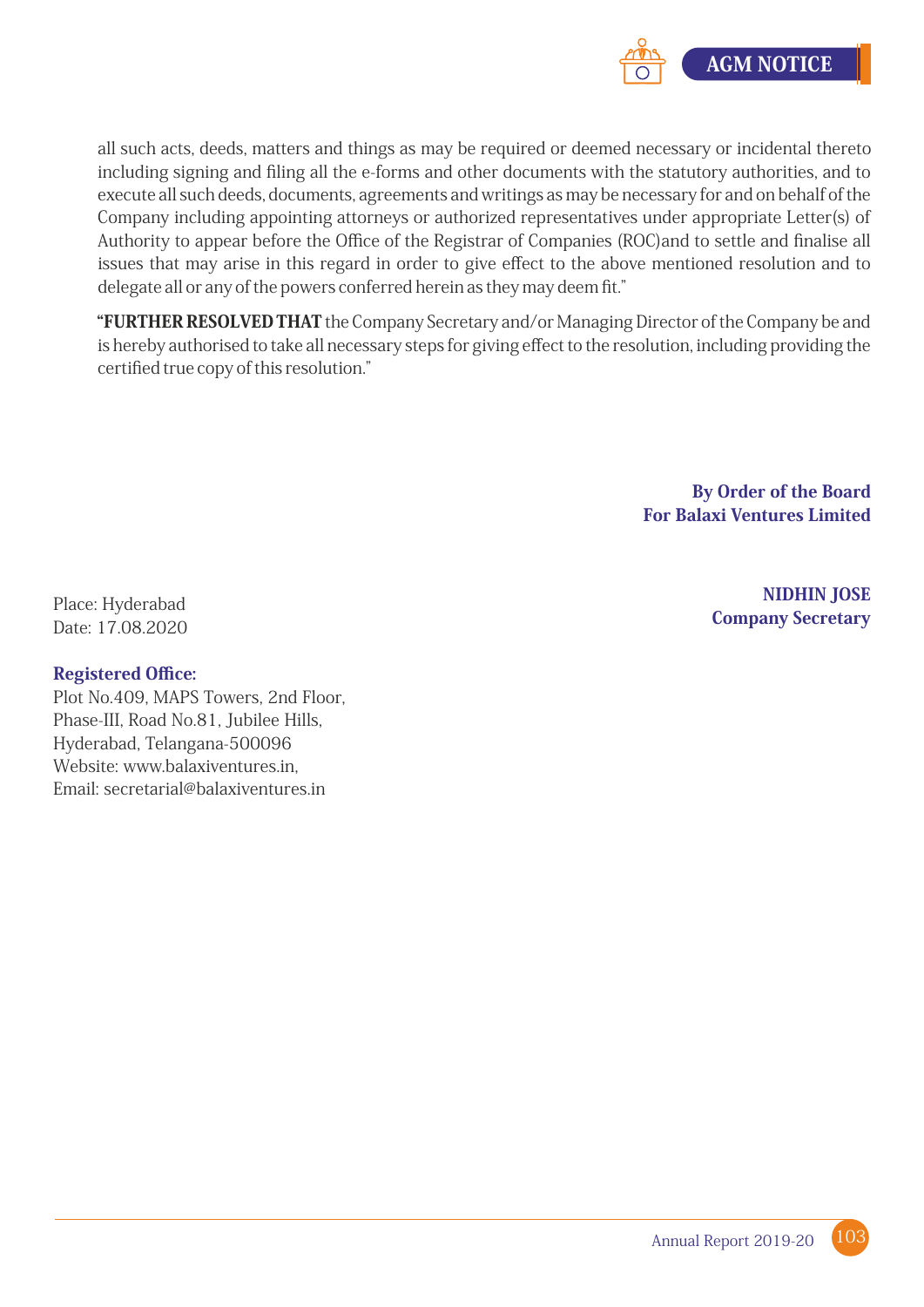all such acts, deeds, matters and things as may be required or deemed necessary or incidental thereto including signing and filing all the e-forms and other documents with the statutory authorities, and to execute all such deeds, documents, agreements and writings as may be necessary for and on behalf of the Company including appointing attorneys or authorized representatives under appropriate Letter(s) of Authority to appear before the Office of the Registrar of Companies (ROC)and to settle and finalise all issues that may arise in this regard in order to give effect to the above mentioned resolution and to delegate all or any of the powers conferred herein as they may deem fit."

"**FURTHER RESOLVED THAT** the Company Secretary and/or Managing Director of the Company be and is hereby authorised to take all necessary steps for giving effect to the resolution, including providing the certified true copy of this resolution."

**By Order of the Board**
**For Balaxi Ventures Limited**

**NIDHIN JOSE**
**Company Secretary**

Place: Hyderabad
Date: 17.08.2020

**Registered Office:**
Plot No.409, MAPS Towers, 2nd Floor,
Phase-III, Road No.81, Jubilee Hills,
Hyderabad, Telangana-500096
Website: www.balaxiventures.in,
Email: secretarial@balaxiventures.in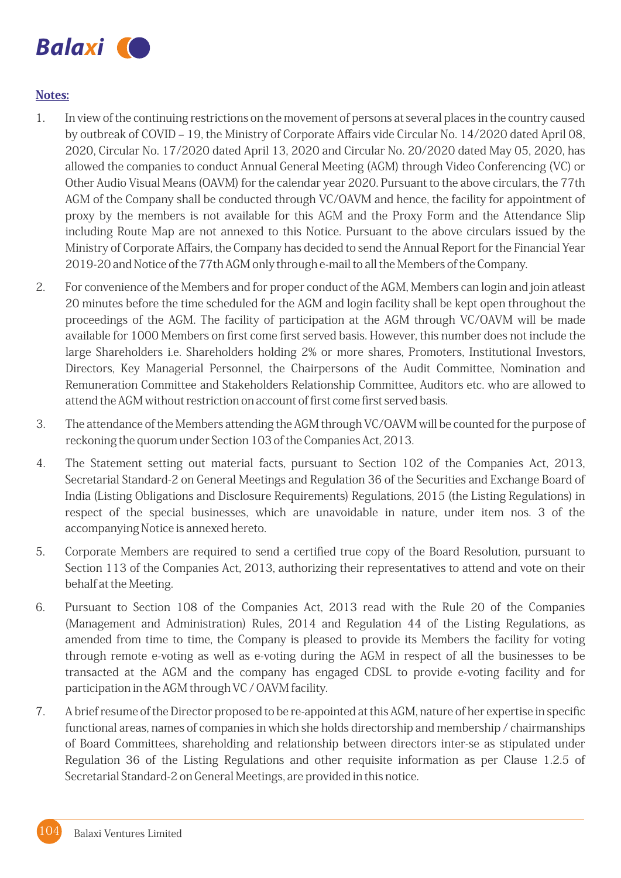**Notes:**

1. In view of the continuing restrictions on the movement of persons at several places in the country caused by outbreak of COVID – 19, the Ministry of Corporate Affairs vide Circular No. 14/2020 dated April 08, 2020, Circular No. 17/2020 dated April 13, 2020 and Circular No. 20/2020 dated May 05, 2020, has allowed the companies to conduct Annual General Meeting (AGM) through Video Conferencing (VC) or Other Audio Visual Means (OAVM) for the calendar year 2020. Pursuant to the above circulars, the 77th AGM of the Company shall be conducted through VC/OAVM and hence, the facility for appointment of proxy by the members is not available for this AGM and the Proxy Form and the Attendance Slip including Route Map are not annexed to this Notice. Pursuant to the above circulars issued by the Ministry of Corporate Affairs, the Company has decided to send the Annual Report for the Financial Year 2019-20 and Notice of the 77th AGM only through e-mail to all the Members of the Company.

2. For convenience of the Members and for proper conduct of the AGM, Members can login and join atleast 20 minutes before the time scheduled for the AGM and login facility shall be kept open throughout the proceedings of the AGM. The facility of participation at the AGM through VC/OAVM will be made available for 1000 Members on first come first served basis. However, this number does not include the large Shareholders i.e. Shareholders holding 2% or more shares, Promoters, Institutional Investors, Directors, Key Managerial Personnel, the Chairpersons of the Audit Committee, Nomination and Remuneration Committee and Stakeholders Relationship Committee, Auditors etc. who are allowed to attend the AGM without restriction on account of first come first served basis.

3. The attendance of the Members attending the AGM through VC/OAVM will be counted for the purpose of reckoning the quorum under Section 103 of the Companies Act, 2013.

4. The Statement setting out material facts, pursuant to Section 102 of the Companies Act, 2013, Secretarial Standard-2 on General Meetings and Regulation 36 of the Securities and Exchange Board of India (Listing Obligations and Disclosure Requirements) Regulations, 2015 (the Listing Regulations) in respect of the special businesses, which are unavoidable in nature, under item nos. 3 of the accompanying Notice is annexed hereto.

5. Corporate Members are required to send a certified true copy of the Board Resolution, pursuant to Section 113 of the Companies Act, 2013, authorizing their representatives to attend and vote on their behalf at the Meeting.

6. Pursuant to Section 108 of the Companies Act, 2013 read with the Rule 20 of the Companies (Management and Administration) Rules, 2014 and Regulation 44 of the Listing Regulations, as amended from time to time, the Company is pleased to provide its Members the facility for voting through remote e-voting as well as e-voting during the AGM in respect of all the businesses to be transacted at the AGM and the company has engaged CDSL to provide e-voting facility and for participation in the AGM through VC / OAVM facility.

7. A brief resume of the Director proposed to be re-appointed at this AGM, nature of her expertise in specific functional areas, names of companies in which she holds directorship and membership / chairmanships of Board Committees, shareholding and relationship between directors inter-se as stipulated under Regulation 36 of the Listing Regulations and other requisite information as per Clause 1.2.5 of Secretarial Standard-2 on General Meetings, are provided in this notice.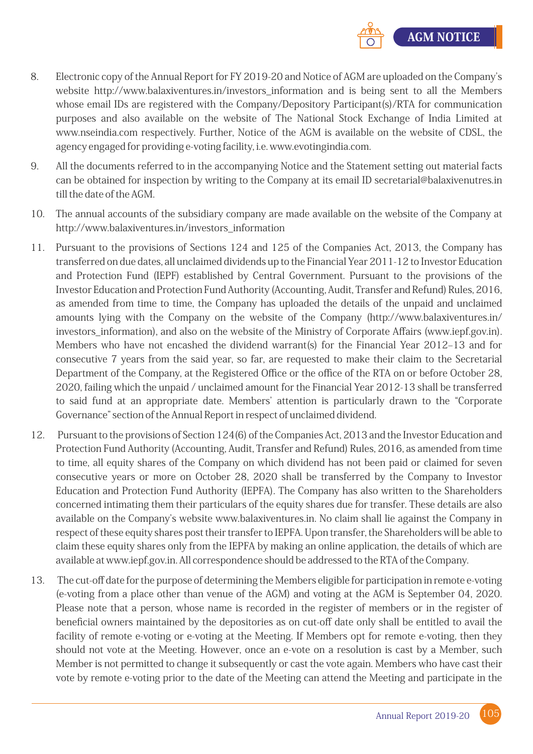8. Electronic copy of the Annual Report for FY 2019-20 and Notice of AGM are uploaded on the Company's website http://www.balaxiventures.in/investors_information and is being sent to all the Members whose email IDs are registered with the Company/Depository Participant(s)/RTA for communication purposes and also available on the website of The National Stock Exchange of India Limited at www.nseindia.com respectively. Further, Notice of the AGM is available on the website of CDSL, the agency engaged for providing e-voting facility, i.e. www.evotingindia.com.

9. All the documents referred to in the accompanying Notice and the Statement setting out material facts can be obtained for inspection by writing to the Company at its email ID secretarial@balaxivenutres.in till the date of the AGM.

10. The annual accounts of the subsidiary company are made available on the website of the Company at http://www.balaxiventures.in/investors_information

11. Pursuant to the provisions of Sections 124 and 125 of the Companies Act, 2013, the Company has transferred on due dates, all unclaimed dividends up to the Financial Year 2011-12 to Investor Education and Protection Fund (IEPF) established by Central Government. Pursuant to the provisions of the Investor Education and Protection Fund Authority (Accounting, Audit, Transfer and Refund) Rules, 2016, as amended from time to time, the Company has uploaded the details of the unpaid and unclaimed amounts lying with the Company on the website of the Company (http://www.balaxiventures.in/investors_information), and also on the website of the Ministry of Corporate Affairs (www.iepf.gov.in). Members who have not encashed the dividend warrant(s) for the Financial Year 2012–13 and for consecutive 7 years from the said year, so far, are requested to make their claim to the Secretarial Department of the Company, at the Registered Office or the office of the RTA on or before October 28, 2020, failing which the unpaid / unclaimed amount for the Financial Year 2012-13 shall be transferred to said fund at an appropriate date. Members' attention is particularly drawn to the "Corporate Governance" section of the Annual Report in respect of unclaimed dividend.

12. Pursuant to the provisions of Section 124(6) of the Companies Act, 2013 and the Investor Education and Protection Fund Authority (Accounting, Audit, Transfer and Refund) Rules, 2016, as amended from time to time, all equity shares of the Company on which dividend has not been paid or claimed for seven consecutive years or more on October 28, 2020 shall be transferred by the Company to Investor Education and Protection Fund Authority (IEPFA). The Company has also written to the Shareholders concerned intimating them their particulars of the equity shares due for transfer. These details are also available on the Company's website www.balaxiventures.in. No claim shall lie against the Company in respect of these equity shares post their transfer to IEPFA. Upon transfer, the Shareholders will be able to claim these equity shares only from the IEPFA by making an online application, the details of which are available at www.iepf.gov.in. All correspondence should be addressed to the RTA of the Company.

13. The cut-off date for the purpose of determining the Members eligible for participation in remote e-voting (e-voting from a place other than venue of the AGM) and voting at the AGM is September 04, 2020. Please note that a person, whose name is recorded in the register of members or in the register of beneficial owners maintained by the depositories as on cut-off date only shall be entitled to avail the facility of remote e-voting or e-voting at the Meeting. If Members opt for remote e-voting, then they should not vote at the Meeting. However, once an e-vote on a resolution is cast by a Member, such Member is not permitted to change it subsequently or cast the vote again. Members who have cast their vote by remote e-voting prior to the date of the Meeting can attend the Meeting and participate in the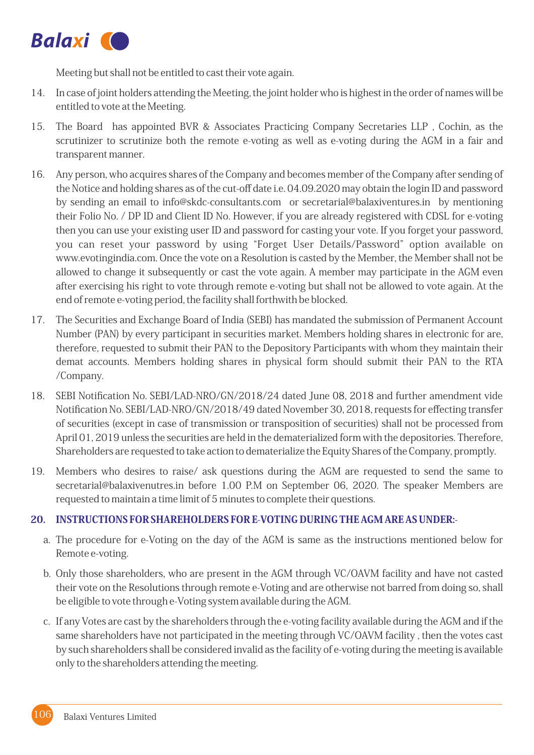Meeting but shall not be entitled to cast their vote again.

14. In case of joint holders attending the Meeting, the joint holder who is highest in the order of names will be entitled to vote at the Meeting.

15. The Board has appointed BVR & Associates Practicing Company Secretaries LLP , Cochin, as the scrutinizer to scrutinize both the remote e-voting as well as e-voting during the AGM in a fair and transparent manner.

16. Any person, who acquires shares of the Company and becomes member of the Company after sending of the Notice and holding shares as of the cut-off date i.e. 04.09.2020 may obtain the login ID and password by sending an email to info@skdc-consultants.com or secretarial@balaxiventures.in by mentioning their Folio No. / DP ID and Client ID No. However, if you are already registered with CDSL for e-voting then you can use your existing user ID and password for casting your vote. If you forget your password, you can reset your password by using "Forget User Details/Password" option available on www.evotingindia.com. Once the vote on a Resolution is casted by the Member, the Member shall not be allowed to change it subsequently or cast the vote again. A member may participate in the AGM even after exercising his right to vote through remote e-voting but shall not be allowed to vote again. At the end of remote e-voting period, the facility shall forthwith be blocked.

17. The Securities and Exchange Board of India (SEBI) has mandated the submission of Permanent Account Number (PAN) by every participant in securities market. Members holding shares in electronic for are, therefore, requested to submit their PAN to the Depository Participants with whom they maintain their demat accounts. Members holding shares in physical form should submit their PAN to the RTA /Company.

18. SEBI Notification No. SEBI/LAD-NRO/GN/2018/24 dated June 08, 2018 and further amendment vide Notification No. SEBI/LAD-NRO/GN/2018/49 dated November 30, 2018, requests for effecting transfer of securities (except in case of transmission or transposition of securities) shall not be processed from April 01, 2019 unless the securities are held in the dematerialized form with the depositories. Therefore, Shareholders are requested to take action to dematerialize the Equity Shares of the Company, promptly.

19. Members who desires to raise/ ask questions during the AGM are requested to send the same to secretarial@balaxivenutres.in before 1.00 P.M on September 06, 2020. The speaker Members are requested to maintain a time limit of 5 minutes to complete their questions.

## 20. INSTRUCTIONS FOR SHAREHOLDERS FOR E-VOTING DURING THE AGM ARE AS UNDER:-

a. The procedure for e-Voting on the day of the AGM is same as the instructions mentioned below for Remote e-voting.

b. Only those shareholders, who are present in the AGM through VC/OAVM facility and have not casted their vote on the Resolutions through remote e-Voting and are otherwise not barred from doing so, shall be eligible to vote through e-Voting system available during the AGM.

c. If any Votes are cast by the shareholders through the e-voting facility available during the AGM and if the same shareholders have not participated in the meeting through VC/OAVM facility , then the votes cast by such shareholders shall be considered invalid as the facility of e-voting during the meeting is available only to the shareholders attending the meeting.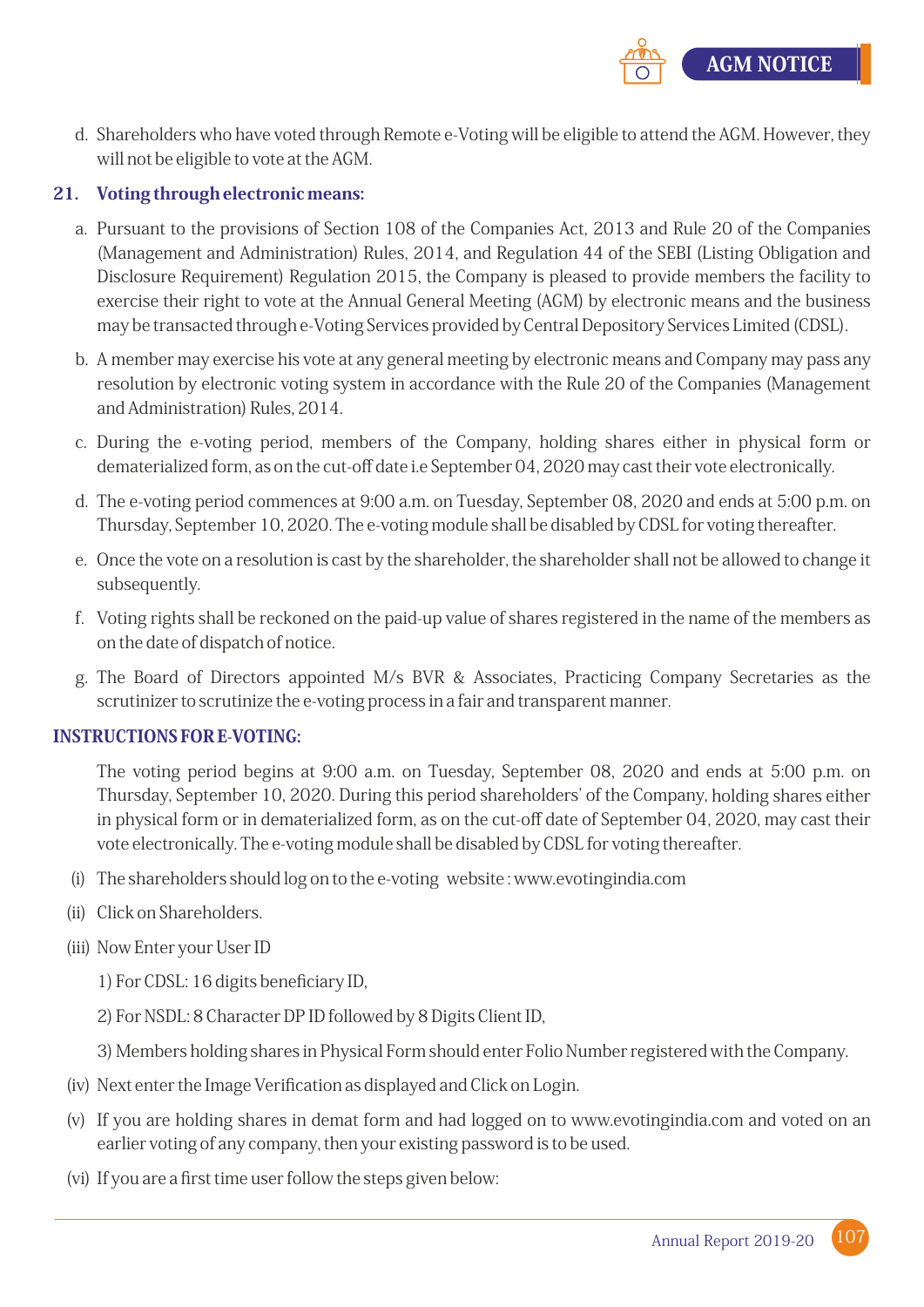d. Shareholders who have voted through Remote e-Voting will be eligible to attend the AGM. However, they will not be eligible to vote at the AGM.

## 21. Voting through electronic means:

a. Pursuant to the provisions of Section 108 of the Companies Act, 2013 and Rule 20 of the Companies (Management and Administration) Rules, 2014, and Regulation 44 of the SEBI (Listing Obligation and Disclosure Requirement) Regulation 2015, the Company is pleased to provide members the facility to exercise their right to vote at the Annual General Meeting (AGM) by electronic means and the business may be transacted through e-Voting Services provided by Central Depository Services Limited (CDSL).

b. A member may exercise his vote at any general meeting by electronic means and Company may pass any resolution by electronic voting system in accordance with the Rule 20 of the Companies (Management and Administration) Rules, 2014.

c. During the e-voting period, members of the Company, holding shares either in physical form or dematerialized form, as on the cut-off date i.e September 04, 2020 may cast their vote electronically.

d. The e-voting period commences at 9:00 a.m. on Tuesday, September 08, 2020 and ends at 5:00 p.m. on Thursday, September 10, 2020. The e-voting module shall be disabled by CDSL for voting thereafter.

e. Once the vote on a resolution is cast by the shareholder, the shareholder shall not be allowed to change it subsequently.

f. Voting rights shall be reckoned on the paid-up value of shares registered in the name of the members as on the date of dispatch of notice.

g. The Board of Directors appointed M/s BVR & Associates, Practicing Company Secretaries as the scrutinizer to scrutinize the e-voting process in a fair and transparent manner.

## INSTRUCTIONS FOR E-VOTING:

The voting period begins at 9:00 a.m. on Tuesday, September 08, 2020 and ends at 5:00 p.m. on Thursday, September 10, 2020. During this period shareholders' of the Company, holding shares either in physical form or in dematerialized form, as on the cut-off date of September 04, 2020, may cast their vote electronically. The e-voting module shall be disabled by CDSL for voting thereafter.

(i) The shareholders should log on to the e-voting website : www.evotingindia.com

(ii) Click on Shareholders.

(iii) Now Enter your User ID

1) For CDSL: 16 digits beneficiary ID,

2) For NSDL: 8 Character DP ID followed by 8 Digits Client ID,

3) Members holding shares in Physical Form should enter Folio Number registered with the Company.

(iv) Next enter the Image Verification as displayed and Click on Login.

(v) If you are holding shares in demat form and had logged on to www.evotingindia.com and voted on an earlier voting of any company, then your existing password is to be used.

(vi) If you are a first time user follow the steps given below: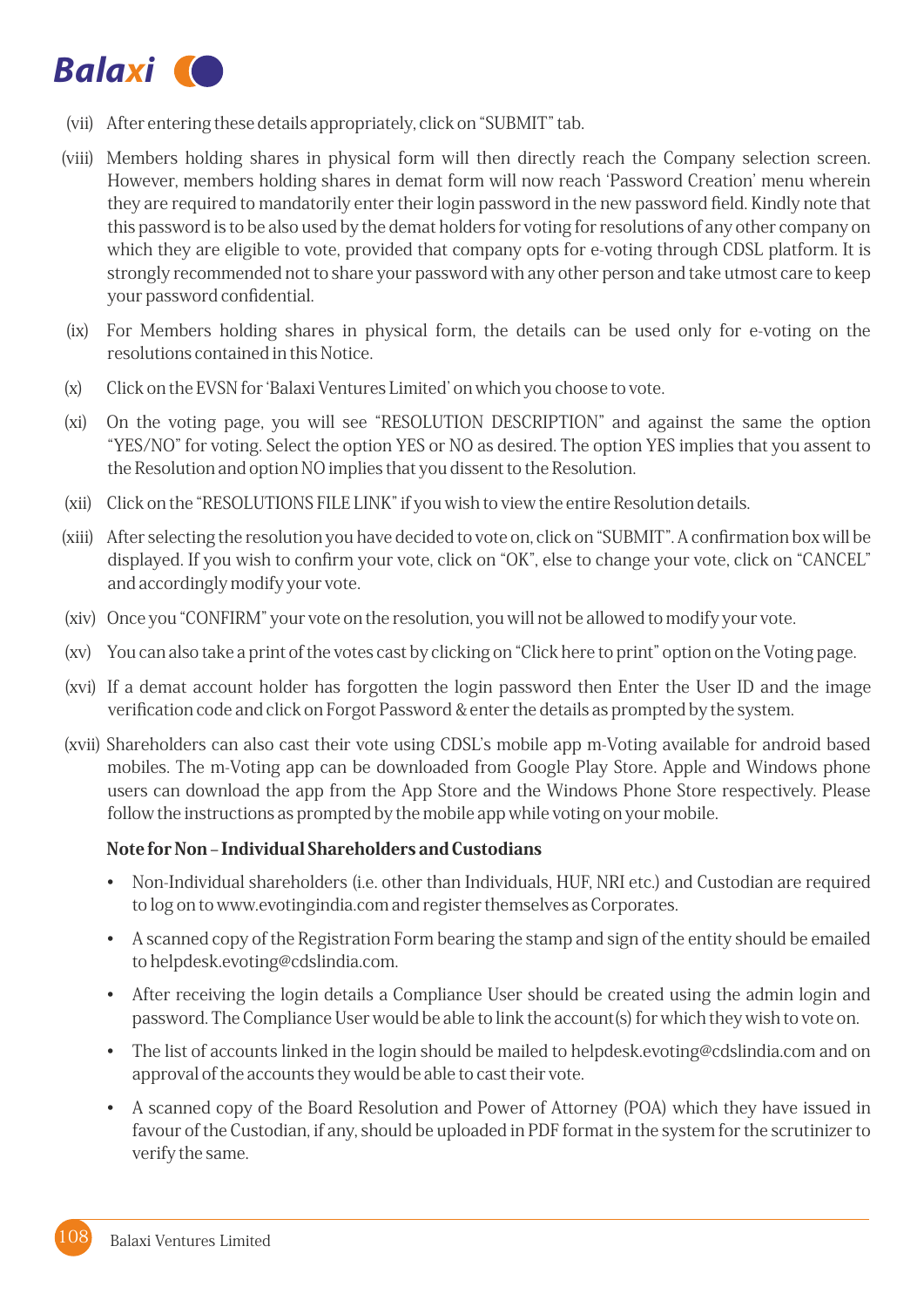(vii) After entering these details appropriately, click on "SUBMIT" tab.

(viii) Members holding shares in physical form will then directly reach the Company selection screen. However, members holding shares in demat form will now reach 'Password Creation' menu wherein they are required to mandatorily enter their login password in the new password field. Kindly note that this password is to be also used by the demat holders for voting for resolutions of any other company on which they are eligible to vote, provided that company opts for e-voting through CDSL platform. It is strongly recommended not to share your password with any other person and take utmost care to keep your password confidential.

(ix) For Members holding shares in physical form, the details can be used only for e-voting on the resolutions contained in this Notice.

(x) Click on the EVSN for 'Balaxi Ventures Limited' on which you choose to vote.

(xi) On the voting page, you will see "RESOLUTION DESCRIPTION" and against the same the option "YES/NO" for voting. Select the option YES or NO as desired. The option YES implies that you assent to the Resolution and option NO implies that you dissent to the Resolution.

(xii) Click on the "RESOLUTIONS FILE LINK" if you wish to view the entire Resolution details.

(xiii) After selecting the resolution you have decided to vote on, click on "SUBMIT". A confirmation box will be displayed. If you wish to confirm your vote, click on "OK", else to change your vote, click on "CANCEL" and accordingly modify your vote.

(xiv) Once you "CONFIRM" your vote on the resolution, you will not be allowed to modify your vote.

(xv) You can also take a print of the votes cast by clicking on "Click here to print" option on the Voting page.

(xvi) If a demat account holder has forgotten the login password then Enter the User ID and the image verification code and click on Forgot Password & enter the details as prompted by the system.

(xvii) Shareholders can also cast their vote using CDSL's mobile app m-Voting available for android based mobiles. The m-Voting app can be downloaded from Google Play Store. Apple and Windows phone users can download the app from the App Store and the Windows Phone Store respectively. Please follow the instructions as prompted by the mobile app while voting on your mobile.

**Note for Non – Individual Shareholders and Custodians**

- Non-Individual shareholders (i.e. other than Individuals, HUF, NRI etc.) and Custodian are required to log on to www.evotingindia.com and register themselves as Corporates.
- A scanned copy of the Registration Form bearing the stamp and sign of the entity should be emailed to helpdesk.evoting@cdslindia.com.
- After receiving the login details a Compliance User should be created using the admin login and password. The Compliance User would be able to link the account(s) for which they wish to vote on.
- The list of accounts linked in the login should be mailed to helpdesk.evoting@cdslindia.com and on approval of the accounts they would be able to cast their vote.
- A scanned copy of the Board Resolution and Power of Attorney (POA) which they have issued in favour of the Custodian, if any, should be uploaded in PDF format in the system for the scrutinizer to verify the same.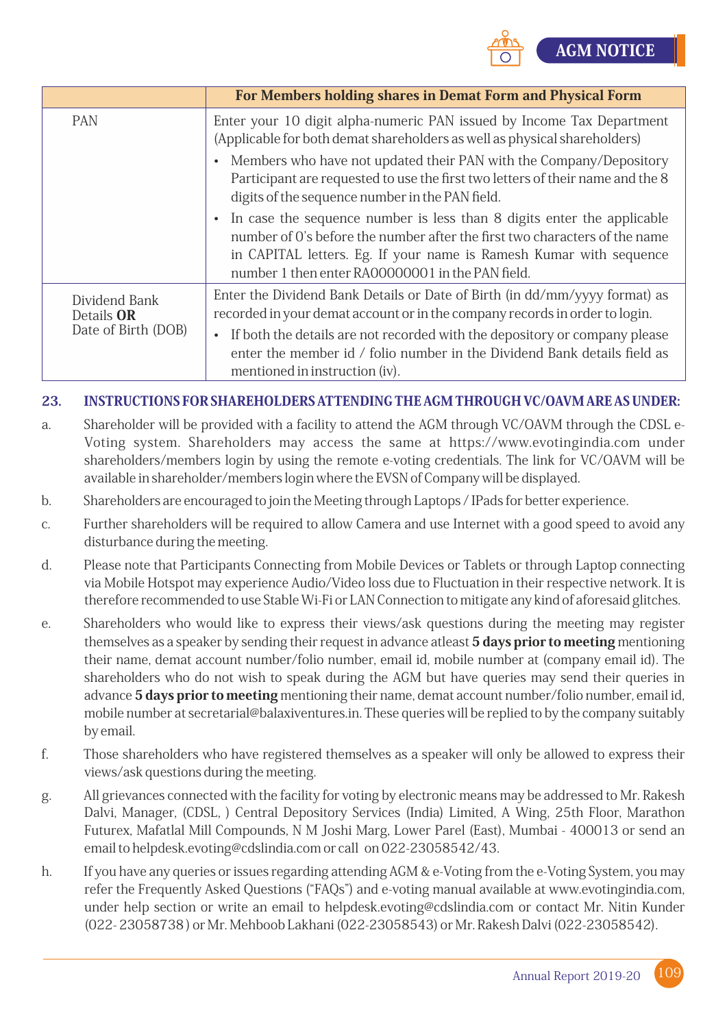| | For Members holding shares in Demat Form and Physical Form |
|---|---|
| PAN | Enter your 10 digit alpha-numeric PAN issued by Income Tax Department (Applicable for both demat shareholders as well as physical shareholders)<br>• Members who have not updated their PAN with the Company/Depository Participant are requested to use the first two letters of their name and the 8 digits of the sequence number in the PAN field.<br>• In case the sequence number is less than 8 digits enter the applicable number of 0's before the number after the first two characters of the name in CAPITAL letters. Eg. If your name is Ramesh Kumar with sequence number 1 then enter RA00000001 in the PAN field. |
| Dividend Bank Details **OR** Date of Birth (DOB) | Enter the Dividend Bank Details or Date of Birth (in dd/mm/yyyy format) as recorded in your demat account or in the company records in order to login.<br>• If both the details are not recorded with the depository or company please enter the member id / folio number in the Dividend Bank details field as mentioned in instruction (iv). |

## 23. INSTRUCTIONS FOR SHAREHOLDERS ATTENDING THE AGM THROUGH VC/OAVM ARE AS UNDER:

a. Shareholder will be provided with a facility to attend the AGM through VC/OAVM through the CDSL e-Voting system. Shareholders may access the same at https://www.evotingindia.com under shareholders/members login by using the remote e-voting credentials. The link for VC/OAVM will be available in shareholder/members login where the EVSN of Company will be displayed.

b. Shareholders are encouraged to join the Meeting through Laptops / IPads for better experience.

c. Further shareholders will be required to allow Camera and use Internet with a good speed to avoid any disturbance during the meeting.

d. Please note that Participants Connecting from Mobile Devices or Tablets or through Laptop connecting via Mobile Hotspot may experience Audio/Video loss due to Fluctuation in their respective network. It is therefore recommended to use Stable Wi-Fi or LAN Connection to mitigate any kind of aforesaid glitches.

e. Shareholders who would like to express their views/ask questions during the meeting may register themselves as a speaker by sending their request in advance atleast **5 days prior to meeting** mentioning their name, demat account number/folio number, email id, mobile number at (company email id). The shareholders who do not wish to speak during the AGM but have queries may send their queries in advance **5 days prior to meeting** mentioning their name, demat account number/folio number, email id, mobile number at secretarial@balaxiventures.in. These queries will be replied to by the company suitably by email.

f. Those shareholders who have registered themselves as a speaker will only be allowed to express their views/ask questions during the meeting.

g. All grievances connected with the facility for voting by electronic means may be addressed to Mr. Rakesh Dalvi, Manager, (CDSL, ) Central Depository Services (India) Limited, A Wing, 25th Floor, Marathon Futurex, Mafatlal Mill Compounds, N M Joshi Marg, Lower Parel (East), Mumbai - 400013 or send an email to helpdesk.evoting@cdslindia.com or call on 022-23058542/43.

h. If you have any queries or issues regarding attending AGM & e-Voting from the e-Voting System, you may refer the Frequently Asked Questions ("FAQs") and e-voting manual available at www.evotingindia.com, under help section or write an email to helpdesk.evoting@cdslindia.com or contact Mr. Nitin Kunder (022- 23058738 ) or Mr. Mehboob Lakhani (022-23058543) or Mr. Rakesh Dalvi (022-23058542).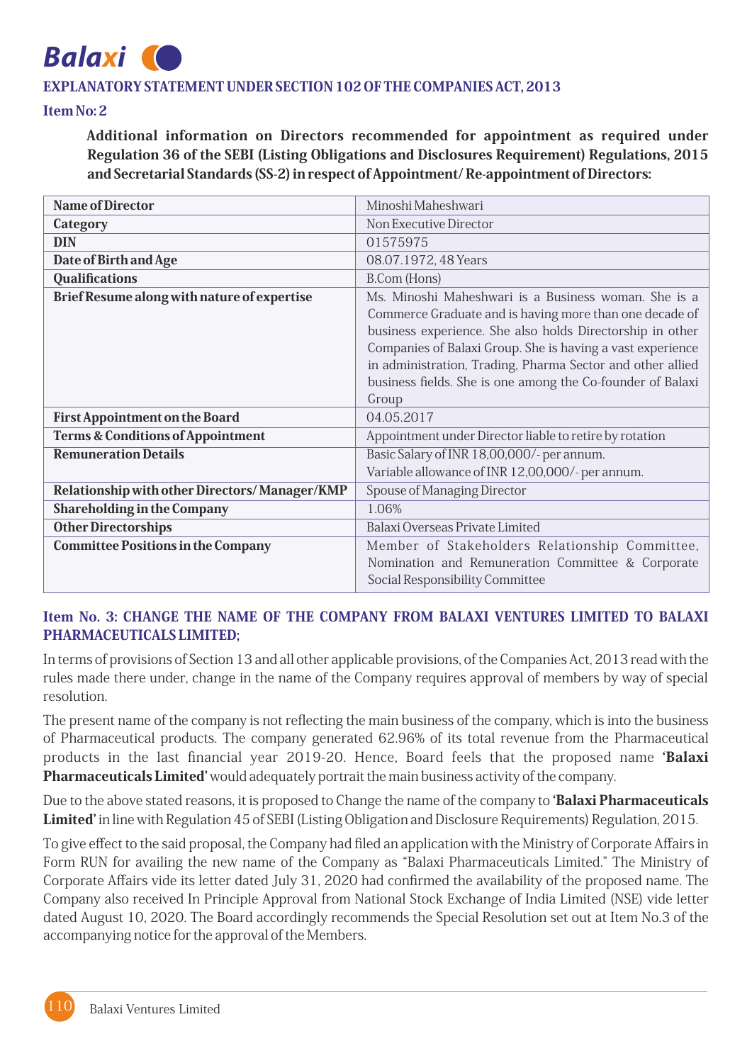## EXPLANATORY STATEMENT UNDER SECTION 102 OF THE COMPANIES ACT, 2013

### Item No: 2

**Additional information on Directors recommended for appointment as required under Regulation 36 of the SEBI (Listing Obligations and Disclosures Requirement) Regulations, 2015 and Secretarial Standards (SS-2) in respect of Appointment/ Re-appointment of Directors:**

| Name of Director | Minoshi Maheshwari |
|---|---|
| **Category** | Non Executive Director |
| **DIN** | 01575975 |
| **Date of Birth and Age** | 08.07.1972, 48 Years |
| **Qualifications** | B.Com (Hons) |
| **Brief Resume along with nature of expertise** | Ms. Minoshi Maheshwari is a Business woman. She is a Commerce Graduate and is having more than one decade of business experience. She also holds Directorship in other Companies of Balaxi Group. She is having a vast experience in administration, Trading, Pharma Sector and other allied business fields. She is one among the Co-founder of Balaxi Group |
| **First Appointment on the Board** | 04.05.2017 |
| **Terms & Conditions of Appointment** | Appointment under Director liable to retire by rotation |
| **Remuneration Details** | Basic Salary of INR 18,00,000/- per annum.<br>Variable allowance of INR 12,00,000/- per annum. |
| **Relationship with other Directors/ Manager/KMP** | Spouse of Managing Director |
| **Shareholding in the Company** | 1.06% |
| **Other Directorships** | Balaxi Overseas Private Limited |
| **Committee Positions in the Company** | Member of Stakeholders Relationship Committee, Nomination and Remuneration Committee & Corporate Social Responsibility Committee |

### Item No. 3: CHANGE THE NAME OF THE COMPANY FROM BALAXI VENTURES LIMITED TO BALAXI PHARMACEUTICALS LIMITED;

In terms of provisions of Section 13 and all other applicable provisions, of the Companies Act, 2013 read with the rules made there under, change in the name of the Company requires approval of members by way of special resolution.

The present name of the company is not reflecting the main business of the company, which is into the business of Pharmaceutical products. The company generated 62.96% of its total revenue from the Pharmaceutical products in the last financial year 2019-20. Hence, Board feels that the proposed name **'Balaxi Pharmaceuticals Limited'** would adequately portrait the main business activity of the company.

Due to the above stated reasons, it is proposed to Change the name of the company to **'Balaxi Pharmaceuticals Limited'** in line with Regulation 45 of SEBI (Listing Obligation and Disclosure Requirements) Regulation, 2015.

To give effect to the said proposal, the Company had filed an application with the Ministry of Corporate Affairs in Form RUN for availing the new name of the Company as "Balaxi Pharmaceuticals Limited." The Ministry of Corporate Affairs vide its letter dated July 31, 2020 had confirmed the availability of the proposed name. The Company also received In Principle Approval from National Stock Exchange of India Limited (NSE) vide letter dated August 10, 2020. The Board accordingly recommends the Special Resolution set out at Item No.3 of the accompanying notice for the approval of the Members.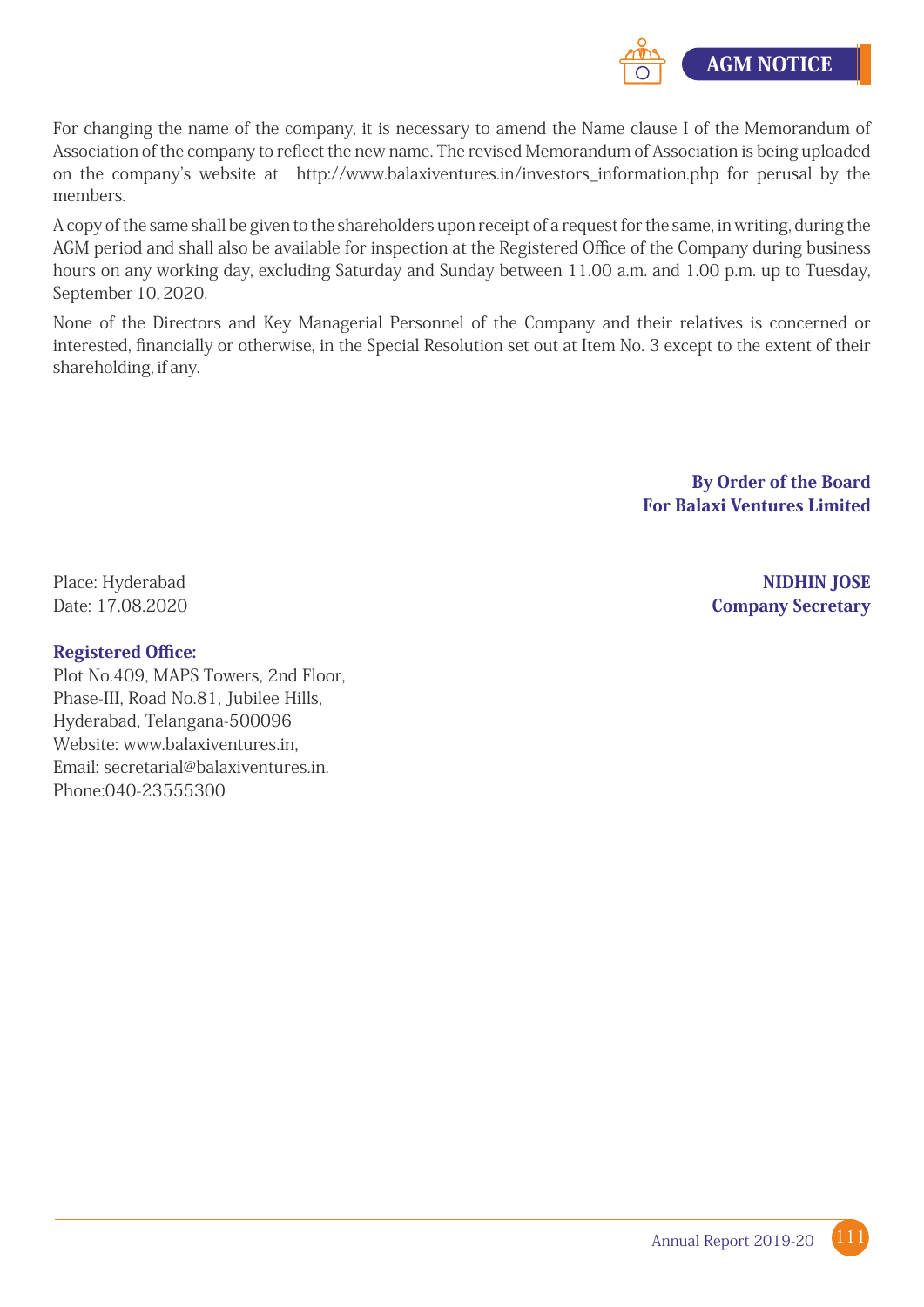For changing the name of the company, it is necessary to amend the Name clause I of the Memorandum of Association of the company to reflect the new name. The revised Memorandum of Association is being uploaded on the company's website at http://www.balaxiventures.in/investors_information.php for perusal by the members.

A copy of the same shall be given to the shareholders upon receipt of a request for the same, in writing, during the AGM period and shall also be available for inspection at the Registered Office of the Company during business hours on any working day, excluding Saturday and Sunday between 11.00 a.m. and 1.00 p.m. up to Tuesday, September 10, 2020.

None of the Directors and Key Managerial Personnel of the Company and their relatives is concerned or interested, financially or otherwise, in the Special Resolution set out at Item No. 3 except to the extent of their shareholding, if any.

**By Order of the Board**
**For Balaxi Ventures Limited**

Place: Hyderabad
Date: 17.08.2020

**NIDHIN JOSE**
**Company Secretary**

**Registered Office:**
Plot No.409, MAPS Towers, 2nd Floor,
Phase-III, Road No.81, Jubilee Hills,
Hyderabad, Telangana-500096
Website: www.balaxiventures.in,
Email: secretarial@balaxiventures.in.
Phone:040-23555300